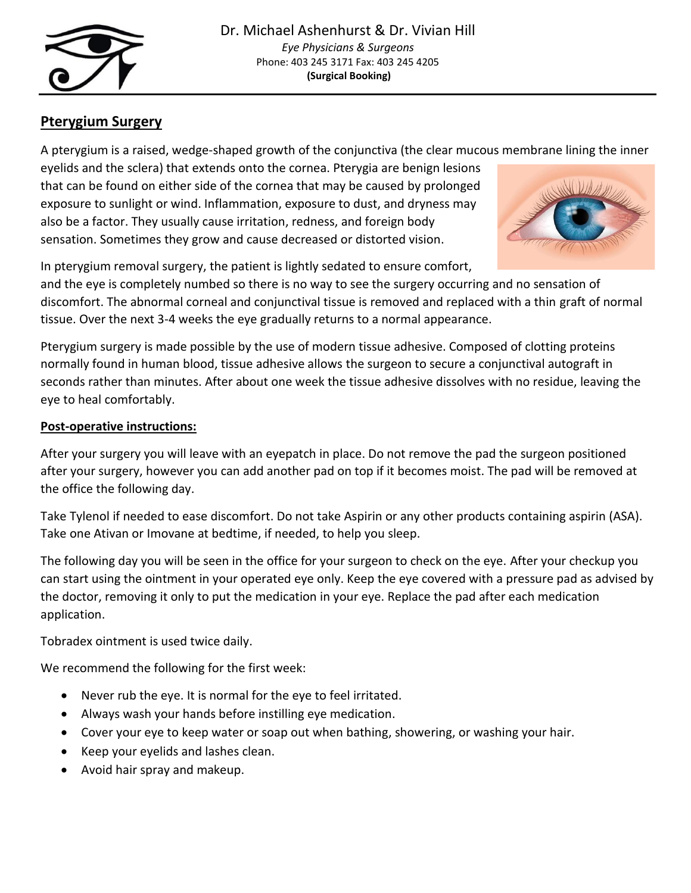Dr. Michael Ashenhurst & Dr. Vivian Hill

*Eye Physicians & Surgeons*

Phone: 403 245 3171 Fax: 403 245 4205

**(Surgical Booking)**

## Pterygium Surgery

A pterygium is a raised, wedge-shaped growth of the conjunctiva (the clear mucous membrane lining the inner eyelids and the sclera) that extends onto the cornea. Pterygia are benign lesions that can be found on either side of the cornea that may be caused by prolonged exposure to sunlight or wind. Inflammation, exposure to dust, and dryness may also be a factor. They usually cause irritation, redness, and foreign body sensation. Sometimes they grow and cause decreased or distorted vision.

In pterygium removal surgery, the patient is lightly sedated to ensure comfort, and the eye is completely numbed so there is no way to see the surgery occurring and no sensation of discomfort. The abnormal corneal and conjunctival tissue is removed and replaced with a thin graft of normal tissue. Over the next 3-4 weeks the eye gradually returns to a normal appearance.

Pterygium surgery is made possible by the use of modern tissue adhesive. Composed of clotting proteins normally found in human blood, tissue adhesive allows the surgeon to secure a conjunctival autograft in seconds rather than minutes. After about one week the tissue adhesive dissolves with no residue, leaving the eye to heal comfortably.

### Post-operative instructions:

After your surgery you will leave with an eyepatch in place. Do not remove the pad the surgeon positioned after your surgery, however you can add another pad on top if it becomes moist. The pad will be removed at the office the following day.

Take Tylenol if needed to ease discomfort. Do not take Aspirin or any other products containing aspirin (ASA). Take one Ativan or Imovane at bedtime, if needed, to help you sleep.

The following day you will be seen in the office for your surgeon to check on the eye. After your checkup you can start using the ointment in your operated eye only. Keep the eye covered with a pressure pad as advised by the doctor, removing it only to put the medication in your eye. Replace the pad after each medication application.

Tobradex ointment is used twice daily.

We recommend the following for the first week:

- Never rub the eye. It is normal for the eye to feel irritated.
- Always wash your hands before instilling eye medication.
- Cover your eye to keep water or soap out when bathing, showering, or washing your hair.
- Keep your eyelids and lashes clean.
- Avoid hair spray and makeup.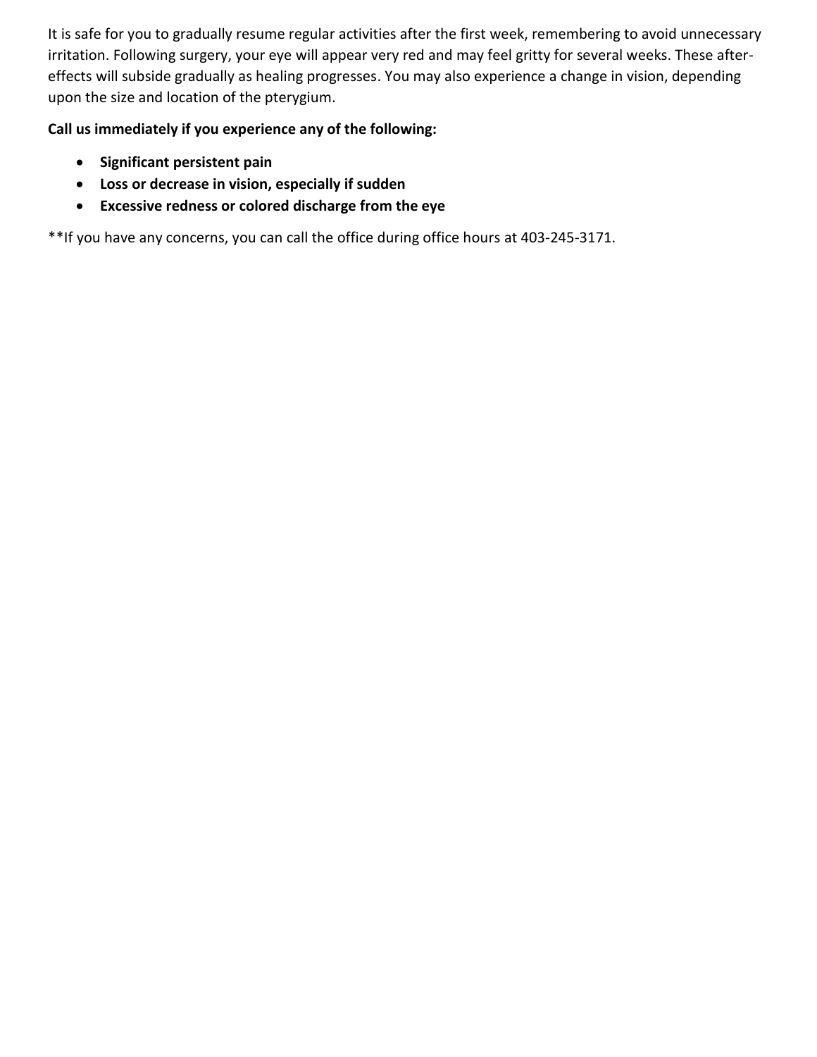It is safe for you to gradually resume regular activities after the first week, remembering to avoid unnecessary irritation. Following surgery, your eye will appear very red and may feel gritty for several weeks. These after-effects will subside gradually as healing progresses. You may also experience a change in vision, depending upon the size and location of the pterygium.

**Call us immediately if you experience any of the following:**

- **Significant persistent pain**
- **Loss or decrease in vision, especially if sudden**
- **Excessive redness or colored discharge from the eye**

**If you have any concerns, you can call the office during office hours at 403-245-3171.